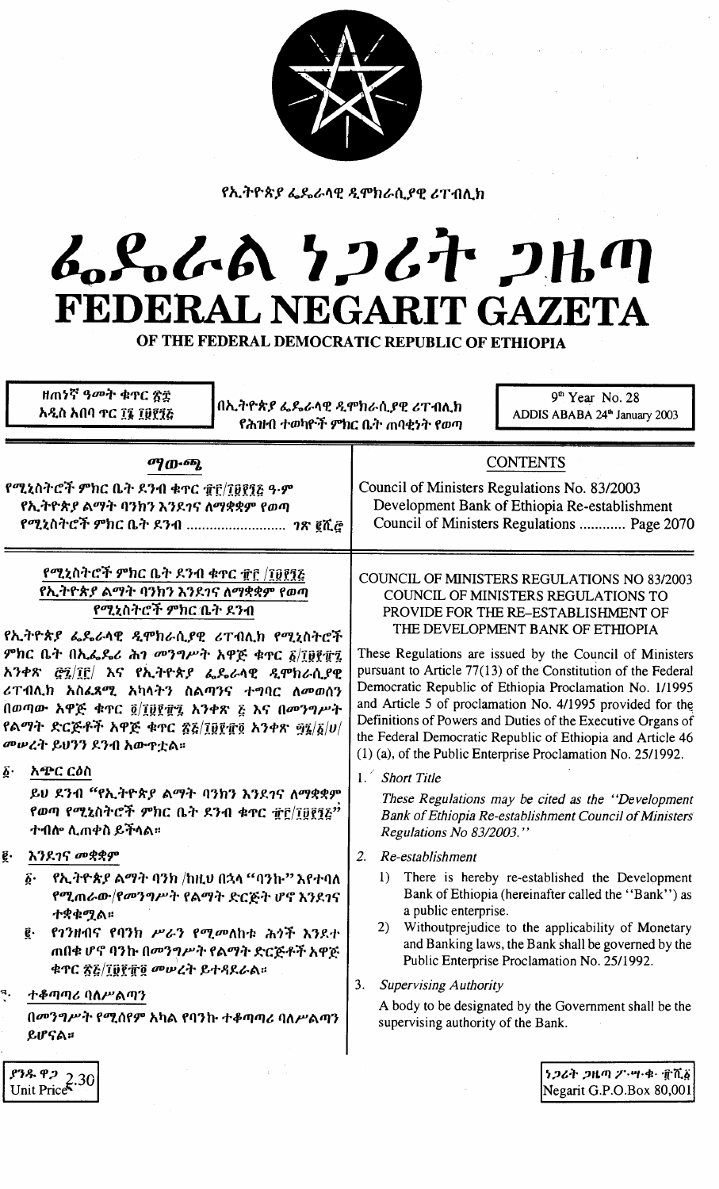የኢትዮጵያ ፌዴራላዊ ዲሞክራሲያዊ ሪፐብሊክ

# ፌዴራል ነጋሪት ጋዜጣ
# FEDERAL NEGARIT GAZETA
## OF THE FEDERAL DEMOCRATIC REPUBLIC OF ETHIOPIA

ዘጠነኛ ዓመት ቁጥር ፳፰
አዲስ አበባ ጥር ፲፮ ፲፱፻፺፭

በኢትዮጵያ ፌዴራላዊ ዲሞክራሲያዊ ሪፐብሊክ
የሕዝብ ተወካዮች ምክር ቤት ጠባቂነት የወጣ

9th Year No. 28
ADDIS ABABA 24th January 2003

### ማውጫ

የሚኒስትሮች ምክር ቤት ደንብ ቁጥር ፹፫/፲፱፻፺፭ ዓ.ም
የኢትዮጵያ ልማት ባንክን እንደገና ለማቋቋም የወጣ
የሚኒስትሮች ምክር ቤት ደንብ ........................ ገጽ ፪ሺ፸

### CONTENTS

Council of Ministers Regulations No. 83/2003
Development Bank of Ethiopia Re-establishment
Council of Ministers Regulations ............ Page 2070

---

**የሚኒስትሮች ምክር ቤት ደንብ ቁጥር ፹፫ /፲፱፻፺፭**
**የኢትዮጵያ ልማት ባንክን እንደገና ለማቋቋም የወጣ**
**የሚኒስትሮች ምክር ቤት ደንብ**

የኢትዮጵያ ፌዴራላዊ ዲሞክራሲያዊ ሪፐብሊክ የሚኒስትሮች ምክር ቤት በኢፌዴሪ ሕገ መንግሥት አዋጅ ቁጥር ፩/፲፱፻፹፯ አንቀጽ ፸፯/፲፫/ እና የኢትዮጵያ ፌዴራላዊ ዲሞክራሲያዊ ሪፐብሊክ አስፈጻሚ አካላትን ስልጣንና ተግባር ለመወሰን በወጣው አዋጅ ቁጥር ፬/፲፱፻፹፯ አንቀጽ ፭ እና በመንግሥት የልማት ድርጅቶች አዋጅ ቁጥር ፳፭/፲፱፻፹፬ አንቀጽ ፵፮/፩/ሀ/ መሠረት ይህንን ደንብ አውጥቷል።

፩· **አጭር ርዕስ**

ይህ ደንብ "የኢትዮጵያ ልማት ባንክን እንደገና ለማቋቋም የወጣ የሚኒስትሮች ምክር ቤት ደንብ ቁጥር ፹፫/፲፱፻፺፭" ተብሎ ሊጠቀስ ይችላል።

፪· **እንደገና መቋቋም**

፩· የኢትዮጵያ ልማት ባንክ /ከዚህ በኋላ "ባንኩ" እየተባለ የሚጠራው/የመንግሥት የልማት ድርጅት ሆኖ እንደገና ተቋቁሟል።

፪· የገንዘብና የባንክ ሥራን የሚመለከቱ ሕጎች እንደተጠበቁ ሆኖ ባንኩ በመንግሥት የልማት ድርጅቶች አዋጅ ቁጥር ፳፭/፲፱፻፹፬ መሠረት ይተዳደራል።

፫· **ተቆጣጣሪ ባለሥልጣን**

በመንግሥት የሚሰየም አካል የባንኩ ተቆጣጣሪ ባለሥልጣን ይሆናል።

**COUNCIL OF MINISTERS REGULATIONS NO 83/2003**
**COUNCIL OF MINISTERS REGULATIONS TO PROVIDE FOR THE RE-ESTABLISHMENT OF THE DEVELOPMENT BANK OF ETHIOPIA**

These Regulations are issued by the Council of Ministers pursuant to Article 77(13) of the Constitution of the Federal Democratic Republic of Ethiopia Proclamation No. 1/1995 and Article 5 of proclamation No. 4/1995 provided for the Definitions of Powers and Duties of the Executive Organs of the Federal Democratic Republic of Ethiopia and Article 46 (1) (a), of the Public Enterprise Proclamation No. 25/1992.

1. *Short Title*

*These Regulations may be cited as the "Development Bank of Ethiopia Re-establishment Council of Ministers Regulations No 83/2003."*

2. *Re-establishment*

1) There is hereby re-established the Development Bank of Ethiopia (hereinafter called the "Bank") as a public enterprise.
2) Withoutprejudice to the applicability of Monetary and Banking laws, the Bank shall be governed by the Public Enterprise Proclamation No. 25/1992.

3. *Supervising Authority*

A body to be designated by the Government shall be the supervising authority of the Bank.

ያንዱ ዋጋ 2.30
Unit Price

ነጋሪት ጋዜጣ ፖ.ሣ.ቁ. ፹ሺ፩
Negarit G.P.O.Box 80,001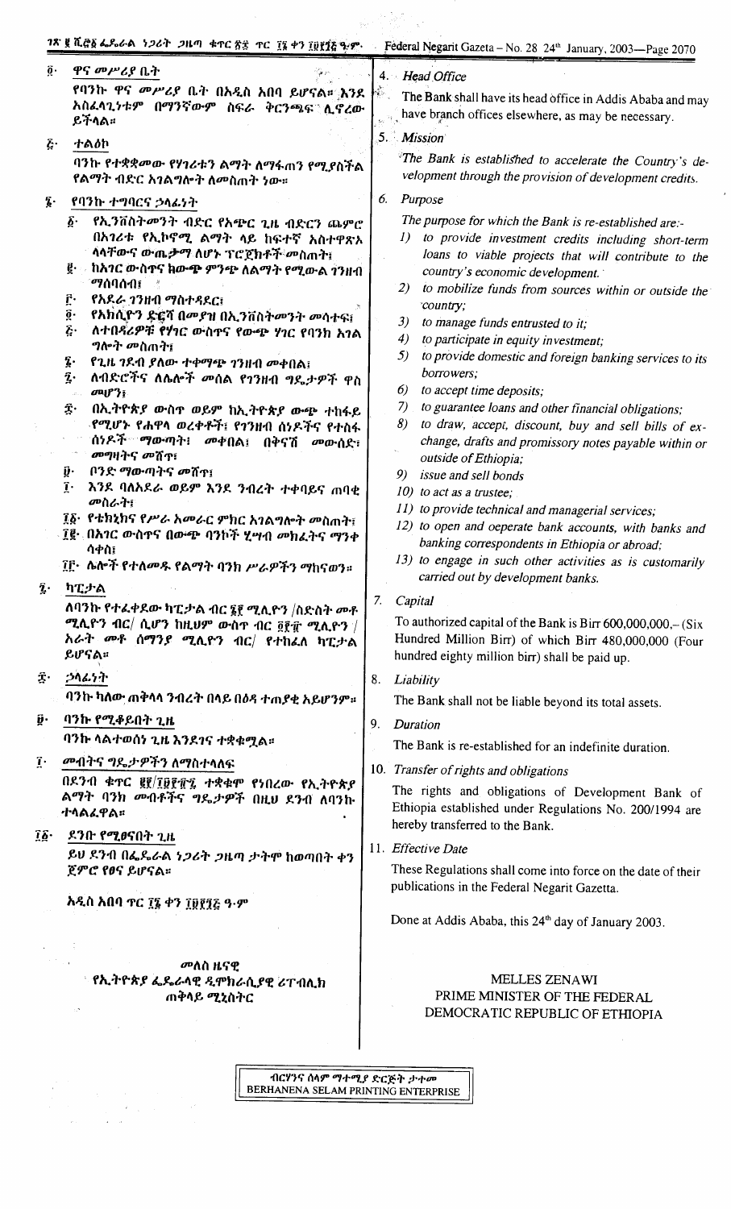፬· ዋና መሥሪያ ቤት

የባንኩ ዋና መሥሪያ ቤት በአዲስ አበባ ይሆናል። እንደ አስፈላጊነቱም በማንኛውም ስፍራ ቅርንጫፍ ሊኖረው ይችላል።

፭· ተልዕኮ

ባንኩ የተቋቋመው የሃገሪቱን ልማት ለማፋጠን የሚያስችል የልማት ብድር አገልግሎት ለመስጠት ነው።

፮· የባንኩ ተግባርና ኃላፊነት

፩· የኢንቨስትመንት ብድር የአጭር ጊዜ ብድርን ጨምሮ በአገሪቱ የኢኮኖሚ ልማት ላይ ከፍተኛ አስተዋጽኦ ላላቸውና ውጤታማ ለሆኑ ፕሮጀክቶች መስጠት፣

፪· ከአገር ውስጥና ከውጭ ምንጭ ለልማት የሚውል ገንዘብ ማሰባሰብ፣

፫· የአደራ ገንዘብ ማስተዳደር፣

፬· የአክሲዮን ድርሻ በመያዝ በኢንቨስትመንት መሳተፍ፣

፭· ለተበዳሪዎቹ የሃገር ውስጥና የውጭ ሃገር የባንክ አገልግሎት መስጠት፣

፮· የጊዜ ገደብ ያለው ተቀማጭ ገንዘብ መቀበል፣

፯· ለብድሮችና ለሌሎች መሰል የገንዘብ ግዴታዎች ዋስ መሆን፣

፰· በኢትዮጵያ ውስጥ ወይም ከኢትዮጵያ ውጭ ተከፋይ የሚሆኑ የሐዋላ ወረቀቶች፣ የገንዘብ ሰነዶችና የተስፋ ሰነዶች ማውጣት፣ መቀበል፣ በቅናሽ መውሰድ፣ መግዛትና መሸጥ፣

፱· ቦንድ ማውጣትና መሸጥ፣

፲· እንደ ባለአደራ ወይም እንደ ንብረት ተቀባይና ጠባቂ መስራት፣

፲፩· የቴክኒክና የሥራ አመራር ምክር አገልግሎት መስጠት፣

፲፪· በአገር ውስጥና በውጭ ባንኮች ሂሣብ መክፈትና ማንቀሳቀስ፣

፲፫· ሌሎች የተለመዱ የልማት ባንክ ሥራዎችን ማከናወን።

፯· ካፒታል

ለባንኩ የተፈቀደው ካፒታል ብር ፮፻ ሚሊዮን /ስድስት መቶ ሚሊዮን ብር/ ሲሆን ከዚህም ውስጥ ብር ፬፻፹ ሚሊዮን / አራት መቶ ሰማንያ ሚሊዮን ብር/ የተከፈለ ካፒታል ይሆናል።

፰· ኃላፊነት

ባንኩ ካለው ጠቅላላ ንብረት በላይ በዕዳ ተጠያቂ አይሆንም።

፱· ባንኩ የሚቆይበት ጊዜ

ባንኩ ላልተወሰነ ጊዜ እንደገና ተቋቁሟል።

፲· መብትና ግዴታዎችን ስለማስተላለፍ

በደንብ ቁጥር ፪፻/፲፱፻፹፯ ተቋቁሞ የነበረው የኢትዮጵያ ልማት ባንክ መብቶችና ግዴታዎች በዚህ ደንብ ለባንኩ ተላልፈዋል።

፲፩· ደንቡ የሚፀናበት ጊዜ

ይህ ደንብ በፌዴራል ነጋሪት ጋዜጣ ታትሞ ከወጣበት ቀን ጀምሮ የፀና ይሆናል።

አዲስ አበባ ጥር ፲፮ ቀን ፲፱፻፺፭ ዓ·ም

መለስ ዜናዊ
የኢትዮጵያ ፌዴራላዊ ዲሞክራሲያዊ ሪፐብሊክ
ጠቅላይ ሚኒስትር

4. *Head Office*

The Bank shall have its head office in Addis Ababa and may have branch offices elsewhere, as may be necessary.

5. *Mission*

The Bank is established to accelerate the Country's development through the provision of development credits.

6. *Purpose*

The purpose for which the Bank is re-established are:-

1) to provide investment credits including short-term loans to viable projects that will contribute to the country's economic development.
2) to mobilize funds from sources within or outside the country;
3) to manage funds entrusted to it;
4) to participate in equity investment;
5) to provide domestic and foreign banking services to its borrowers;
6) to accept time deposits;
7) to guarantee loans and other financial obligations;
8) to draw, accept, discount, buy and sell bills of exchange, drafts and promissory notes payable within or outside of Ethiopia;
9) issue and sell bonds
10) to act as a trustee;
11) to provide technical and managerial services;
12) to open and oeperate bank accounts, with banks and banking correspondents in Ethiopia or abroad;
13) to engage in such other activities as is customarily carried out by development banks.

7. *Capital*

To authorized capital of the Bank is Birr 600,000,000,– (Six Hundred Million Birr) of which Birr 480,000,000 (Four hundred eighty million birr) shall be paid up.

8. *Liability*

The Bank shall not be liable beyond its total assets.

9. *Duration*

The Bank is re-established for an indefinite duration.

10. *Transfer of rights and obligations*

The rights and obligations of Development Bank of Ethiopia established under Regulations No. 200/1994 are hereby transferred to the Bank.

11. *Effective Date*

These Regulations shall come into force on the date of their publications in the Federal Negarit Gazetta.

Done at Addis Ababa, this 24th day of January 2003.

MELLES ZENAWI
PRIME MINISTER OF THE FEDERAL
DEMOCRATIC REPUBLIC OF ETHIOPIA

ብርሃንና ሰላም ማተሚያ ድርጅት ታተመ
BERHANENA SELAM PRINTING ENTERPRISE